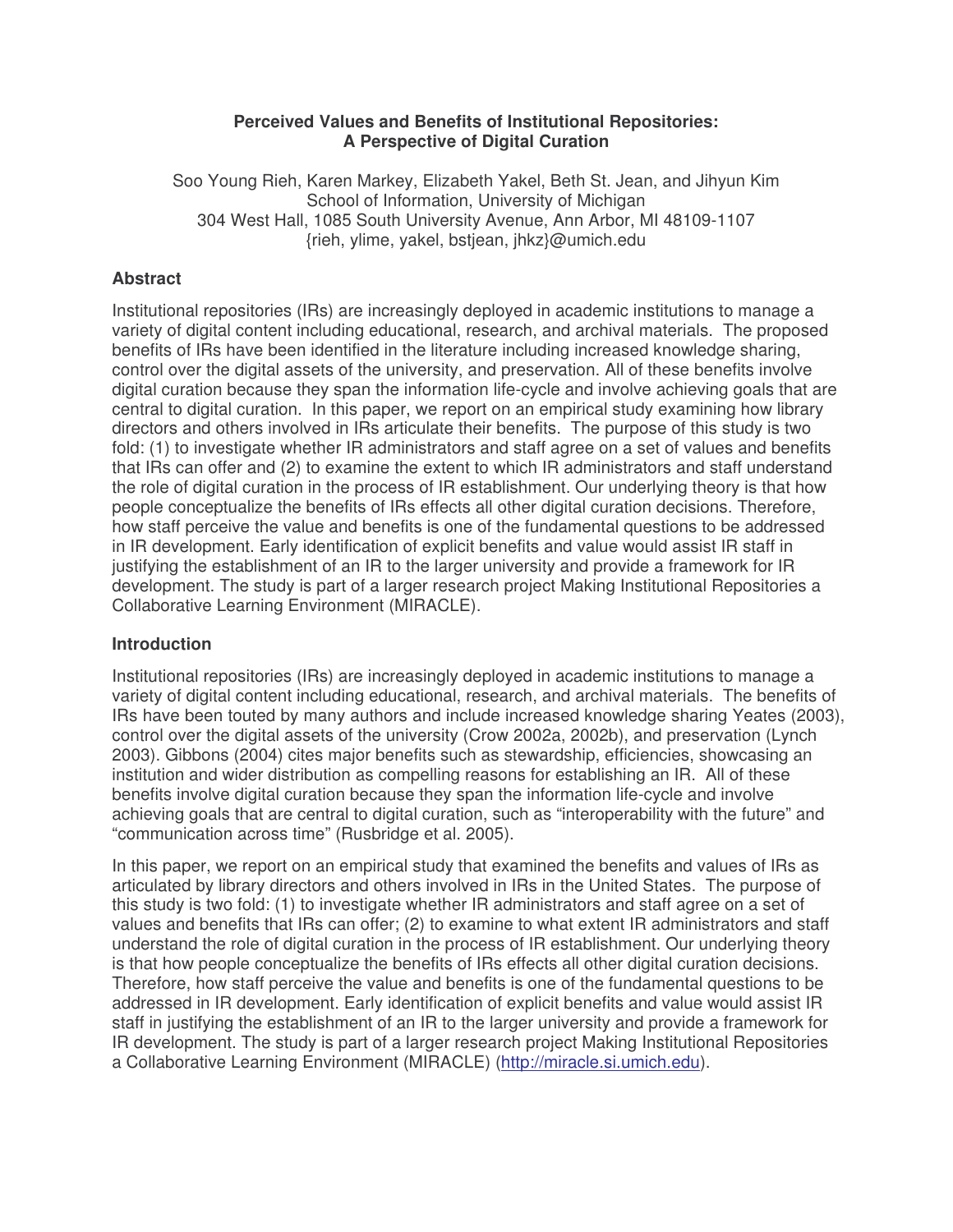# Perceived Values and Benefits of Institutional Repositories: A Perspective of Digital Curation

Soo Young Rieh, Karen Markey, Elizabeth Yakel, Beth St. Jean, and Jihyun Kim
School of Information, University of Michigan
304 West Hall, 1085 South University Avenue, Ann Arbor, MI 48109-1107
{rieh, ylime, yakel, bstjean, jhkz}@umich.edu

## Abstract

Institutional repositories (IRs) are increasingly deployed in academic institutions to manage a variety of digital content including educational, research, and archival materials. The proposed benefits of IRs have been identified in the literature including increased knowledge sharing, control over the digital assets of the university, and preservation. All of these benefits involve digital curation because they span the information life-cycle and involve achieving goals that are central to digital curation. In this paper, we report on an empirical study examining how library directors and others involved in IRs articulate their benefits. The purpose of this study is two fold: (1) to investigate whether IR administrators and staff agree on a set of values and benefits that IRs can offer and (2) to examine the extent to which IR administrators and staff understand the role of digital curation in the process of IR establishment. Our underlying theory is that how people conceptualize the benefits of IRs effects all other digital curation decisions. Therefore, how staff perceive the value and benefits is one of the fundamental questions to be addressed in IR development. Early identification of explicit benefits and value would assist IR staff in justifying the establishment of an IR to the larger university and provide a framework for IR development. The study is part of a larger research project Making Institutional Repositories a Collaborative Learning Environment (MIRACLE).

## Introduction

Institutional repositories (IRs) are increasingly deployed in academic institutions to manage a variety of digital content including educational, research, and archival materials. The benefits of IRs have been touted by many authors and include increased knowledge sharing Yeates (2003), control over the digital assets of the university (Crow 2002a, 2002b), and preservation (Lynch 2003). Gibbons (2004) cites major benefits such as stewardship, efficiencies, showcasing an institution and wider distribution as compelling reasons for establishing an IR. All of these benefits involve digital curation because they span the information life-cycle and involve achieving goals that are central to digital curation, such as "interoperability with the future" and "communication across time" (Rusbridge et al. 2005).

In this paper, we report on an empirical study that examined the benefits and values of IRs as articulated by library directors and others involved in IRs in the United States. The purpose of this study is two fold: (1) to investigate whether IR administrators and staff agree on a set of values and benefits that IRs can offer; (2) to examine to what extent IR administrators and staff understand the role of digital curation in the process of IR establishment. Our underlying theory is that how people conceptualize the benefits of IRs effects all other digital curation decisions. Therefore, how staff perceive the value and benefits is one of the fundamental questions to be addressed in IR development. Early identification of explicit benefits and value would assist IR staff in justifying the establishment of an IR to the larger university and provide a framework for IR development. The study is part of a larger research project Making Institutional Repositories a Collaborative Learning Environment (MIRACLE) (http://miracle.si.umich.edu).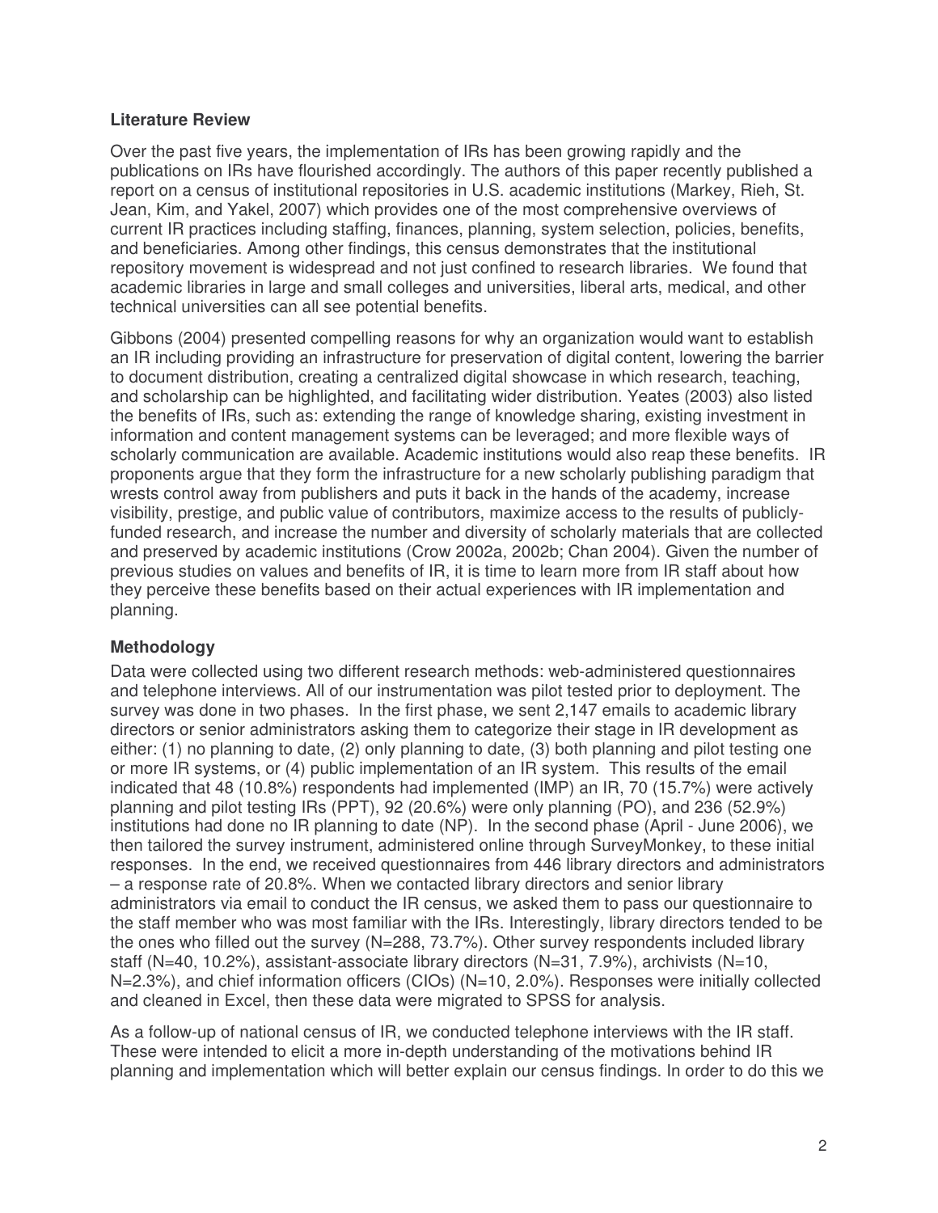**Literature Review**

Over the past five years, the implementation of IRs has been growing rapidly and the publications on IRs have flourished accordingly. The authors of this paper recently published a report on a census of institutional repositories in U.S. academic institutions (Markey, Rieh, St. Jean, Kim, and Yakel, 2007) which provides one of the most comprehensive overviews of current IR practices including staffing, finances, planning, system selection, policies, benefits, and beneficiaries. Among other findings, this census demonstrates that the institutional repository movement is widespread and not just confined to research libraries. We found that academic libraries in large and small colleges and universities, liberal arts, medical, and other technical universities can all see potential benefits.

Gibbons (2004) presented compelling reasons for why an organization would want to establish an IR including providing an infrastructure for preservation of digital content, lowering the barrier to document distribution, creating a centralized digital showcase in which research, teaching, and scholarship can be highlighted, and facilitating wider distribution. Yeates (2003) also listed the benefits of IRs, such as: extending the range of knowledge sharing, existing investment in information and content management systems can be leveraged; and more flexible ways of scholarly communication are available. Academic institutions would also reap these benefits. IR proponents argue that they form the infrastructure for a new scholarly publishing paradigm that wrests control away from publishers and puts it back in the hands of the academy, increase visibility, prestige, and public value of contributors, maximize access to the results of publicly-funded research, and increase the number and diversity of scholarly materials that are collected and preserved by academic institutions (Crow 2002a, 2002b; Chan 2004). Given the number of previous studies on values and benefits of IR, it is time to learn more from IR staff about how they perceive these benefits based on their actual experiences with IR implementation and planning.

**Methodology**

Data were collected using two different research methods: web-administered questionnaires and telephone interviews. All of our instrumentation was pilot tested prior to deployment. The survey was done in two phases. In the first phase, we sent 2,147 emails to academic library directors or senior administrators asking them to categorize their stage in IR development as either: (1) no planning to date, (2) only planning to date, (3) both planning and pilot testing one or more IR systems, or (4) public implementation of an IR system. This results of the email indicated that 48 (10.8%) respondents had implemented (IMP) an IR, 70 (15.7%) were actively planning and pilot testing IRs (PPT), 92 (20.6%) were only planning (PO), and 236 (52.9%) institutions had done no IR planning to date (NP). In the second phase (April - June 2006), we then tailored the survey instrument, administered online through SurveyMonkey, to these initial responses. In the end, we received questionnaires from 446 library directors and administrators – a response rate of 20.8%. When we contacted library directors and senior library administrators via email to conduct the IR census, we asked them to pass our questionnaire to the staff member who was most familiar with the IRs. Interestingly, library directors tended to be the ones who filled out the survey (N=288, 73.7%). Other survey respondents included library staff (N=40, 10.2%), assistant-associate library directors (N=31, 7.9%), archivists (N=10, N=2.3%), and chief information officers (CIOs) (N=10, 2.0%). Responses were initially collected and cleaned in Excel, then these data were migrated to SPSS for analysis.

As a follow-up of national census of IR, we conducted telephone interviews with the IR staff. These were intended to elicit a more in-depth understanding of the motivations behind IR planning and implementation which will better explain our census findings. In order to do this we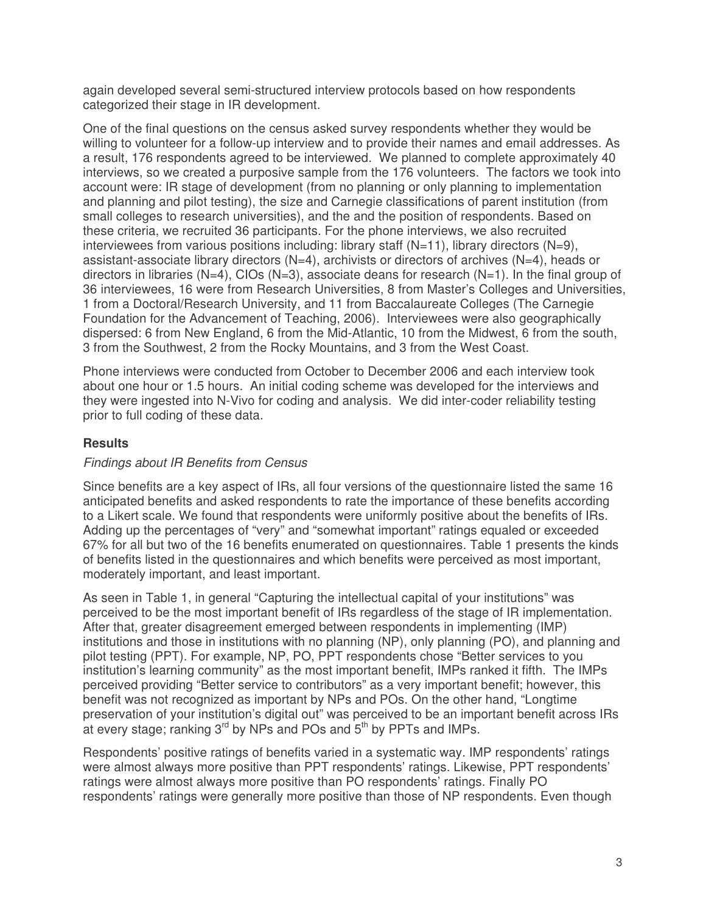again developed several semi-structured interview protocols based on how respondents categorized their stage in IR development.

One of the final questions on the census asked survey respondents whether they would be willing to volunteer for a follow-up interview and to provide their names and email addresses. As a result, 176 respondents agreed to be interviewed. We planned to complete approximately 40 interviews, so we created a purposive sample from the 176 volunteers. The factors we took into account were: IR stage of development (from no planning or only planning to implementation and planning and pilot testing), the size and Carnegie classifications of parent institution (from small colleges to research universities), and the and the position of respondents. Based on these criteria, we recruited 36 participants. For the phone interviews, we also recruited interviewees from various positions including: library staff (N=11), library directors (N=9), assistant-associate library directors (N=4), archivists or directors of archives (N=4), heads or directors in libraries (N=4), CIOs (N=3), associate deans for research (N=1). In the final group of 36 interviewees, 16 were from Research Universities, 8 from Master's Colleges and Universities, 1 from a Doctoral/Research University, and 11 from Baccalaureate Colleges (The Carnegie Foundation for the Advancement of Teaching, 2006). Interviewees were also geographically dispersed: 6 from New England, 6 from the Mid-Atlantic, 10 from the Midwest, 6 from the south, 3 from the Southwest, 2 from the Rocky Mountains, and 3 from the West Coast.

Phone interviews were conducted from October to December 2006 and each interview took about one hour or 1.5 hours. An initial coding scheme was developed for the interviews and they were ingested into N-Vivo for coding and analysis. We did inter-coder reliability testing prior to full coding of these data.

### Results

*Findings about IR Benefits from Census*

Since benefits are a key aspect of IRs, all four versions of the questionnaire listed the same 16 anticipated benefits and asked respondents to rate the importance of these benefits according to a Likert scale. We found that respondents were uniformly positive about the benefits of IRs. Adding up the percentages of "very" and "somewhat important" ratings equaled or exceeded 67% for all but two of the 16 benefits enumerated on questionnaires. Table 1 presents the kinds of benefits listed in the questionnaires and which benefits were perceived as most important, moderately important, and least important.

As seen in Table 1, in general "Capturing the intellectual capital of your institutions" was perceived to be the most important benefit of IRs regardless of the stage of IR implementation. After that, greater disagreement emerged between respondents in implementing (IMP) institutions and those in institutions with no planning (NP), only planning (PO), and planning and pilot testing (PPT). For example, NP, PO, PPT respondents chose "Better services to you institution's learning community" as the most important benefit, IMPs ranked it fifth. The IMPs perceived providing "Better service to contributors" as a very important benefit; however, this benefit was not recognized as important by NPs and POs. On the other hand, "Longtime preservation of your institution's digital out" was perceived to be an important benefit across IRs at every stage; ranking 3rd by NPs and POs and 5th by PPTs and IMPs.

Respondents' positive ratings of benefits varied in a systematic way. IMP respondents' ratings were almost always more positive than PPT respondents' ratings. Likewise, PPT respondents' ratings were almost always more positive than PO respondents' ratings. Finally PO respondents' ratings were generally more positive than those of NP respondents. Even though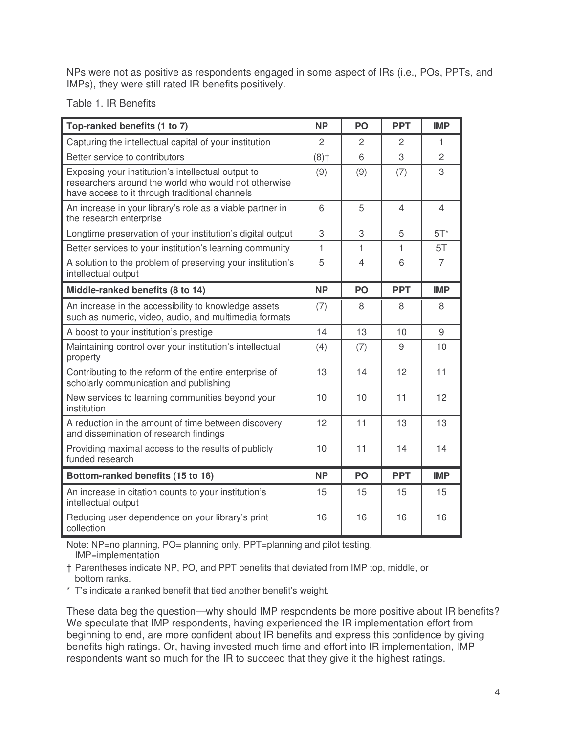NPs were not as positive as respondents engaged in some aspect of IRs (i.e., POs, PPTs, and IMPs), they were still rated IR benefits positively.

Table 1. IR Benefits

| **Top-ranked benefits (1 to 7)** | **NP** | **PO** | **PPT** | **IMP** |
|---|---|---|---|---|
| Capturing the intellectual capital of your institution | 2 | 2 | 2 | 1 |
| Better service to contributors | (8)† | 6 | 3 | 2 |
| Exposing your institution's intellectual output to researchers around the world who would not otherwise have access to it through traditional channels | (9) | (9) | (7) | 3 |
| An increase in your library's role as a viable partner in the research enterprise | 6 | 5 | 4 | 4 |
| Longtime preservation of your institution's digital output | 3 | 3 | 5 | 5T* |
| Better services to your institution's learning community | 1 | 1 | 1 | 5T |
| A solution to the problem of preserving your institution's intellectual output | 5 | 4 | 6 | 7 |
| **Middle-ranked benefits (8 to 14)** | **NP** | **PO** | **PPT** | **IMP** |
| An increase in the accessibility to knowledge assets such as numeric, video, audio, and multimedia formats | (7) | 8 | 8 | 8 |
| A boost to your institution's prestige | 14 | 13 | 10 | 9 |
| Maintaining control over your institution's intellectual property | (4) | (7) | 9 | 10 |
| Contributing to the reform of the entire enterprise of scholarly communication and publishing | 13 | 14 | 12 | 11 |
| New services to learning communities beyond your institution | 10 | 10 | 11 | 12 |
| A reduction in the amount of time between discovery and dissemination of research findings | 12 | 11 | 13 | 13 |
| Providing maximal access to the results of publicly funded research | 10 | 11 | 14 | 14 |
| **Bottom-ranked benefits (15 to 16)** | **NP** | **PO** | **PPT** | **IMP** |
| An increase in citation counts to your institution's intellectual output | 15 | 15 | 15 | 15 |
| Reducing user dependence on your library's print collection | 16 | 16 | 16 | 16 |

Note: NP=no planning, PO= planning only, PPT=planning and pilot testing, IMP=implementation

† Parentheses indicate NP, PO, and PPT benefits that deviated from IMP top, middle, or bottom ranks.

\* T's indicate a ranked benefit that tied another benefit's weight.

These data beg the question—why should IMP respondents be more positive about IR benefits? We speculate that IMP respondents, having experienced the IR implementation effort from beginning to end, are more confident about IR benefits and express this confidence by giving benefits high ratings. Or, having invested much time and effort into IR implementation, IMP respondents want so much for the IR to succeed that they give it the highest ratings.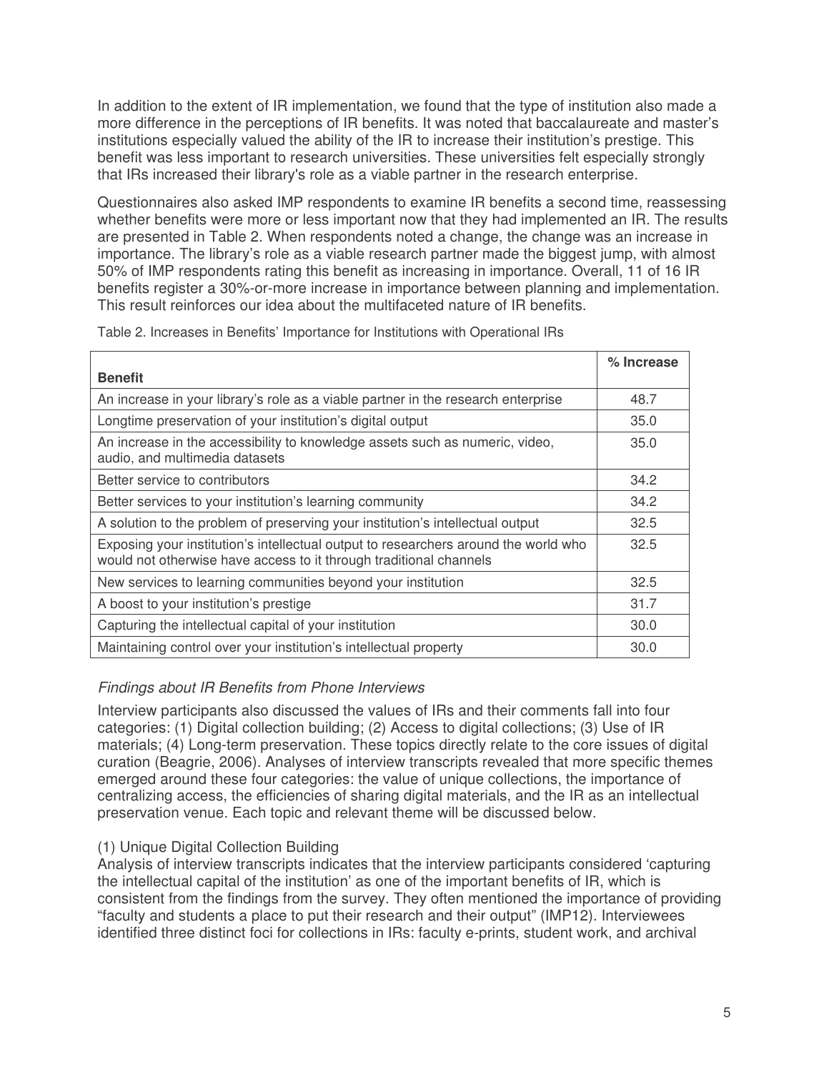In addition to the extent of IR implementation, we found that the type of institution also made a more difference in the perceptions of IR benefits. It was noted that baccalaureate and master's institutions especially valued the ability of the IR to increase their institution's prestige. This benefit was less important to research universities. These universities felt especially strongly that IRs increased their library's role as a viable partner in the research enterprise.

Questionnaires also asked IMP respondents to examine IR benefits a second time, reassessing whether benefits were more or less important now that they had implemented an IR. The results are presented in Table 2. When respondents noted a change, the change was an increase in importance. The library's role as a viable research partner made the biggest jump, with almost 50% of IMP respondents rating this benefit as increasing in importance. Overall, 11 of 16 IR benefits register a 30%-or-more increase in importance between planning and implementation. This result reinforces our idea about the multifaceted nature of IR benefits.

Table 2. Increases in Benefits' Importance for Institutions with Operational IRs

| Benefit | % Increase |
|---|---|
| An increase in your library's role as a viable partner in the research enterprise | 48.7 |
| Longtime preservation of your institution's digital output | 35.0 |
| An increase in the accessibility to knowledge assets such as numeric, video, audio, and multimedia datasets | 35.0 |
| Better service to contributors | 34.2 |
| Better services to your institution's learning community | 34.2 |
| A solution to the problem of preserving your institution's intellectual output | 32.5 |
| Exposing your institution's intellectual output to researchers around the world who would not otherwise have access to it through traditional channels | 32.5 |
| New services to learning communities beyond your institution | 32.5 |
| A boost to your institution's prestige | 31.7 |
| Capturing the intellectual capital of your institution | 30.0 |
| Maintaining control over your institution's intellectual property | 30.0 |

### *Findings about IR Benefits from Phone Interviews*

Interview participants also discussed the values of IRs and their comments fall into four categories: (1) Digital collection building; (2) Access to digital collections; (3) Use of IR materials; (4) Long-term preservation. These topics directly relate to the core issues of digital curation (Beagrie, 2006). Analyses of interview transcripts revealed that more specific themes emerged around these four categories: the value of unique collections, the importance of centralizing access, the efficiencies of sharing digital materials, and the IR as an intellectual preservation venue. Each topic and relevant theme will be discussed below.

#### (1) Unique Digital Collection Building

Analysis of interview transcripts indicates that the interview participants considered 'capturing the intellectual capital of the institution' as one of the important benefits of IR, which is consistent from the findings from the survey. They often mentioned the importance of providing "faculty and students a place to put their research and their output" (IMP12). Interviewees identified three distinct foci for collections in IRs: faculty e-prints, student work, and archival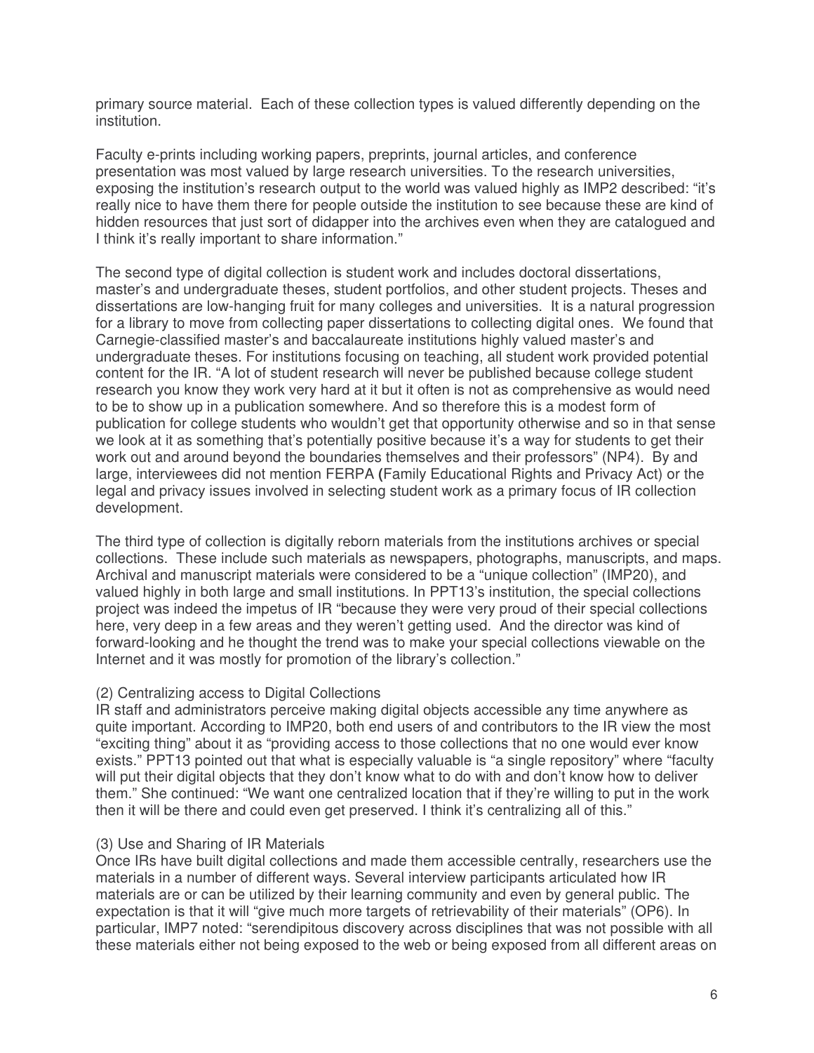primary source material. Each of these collection types is valued differently depending on the institution.

Faculty e-prints including working papers, preprints, journal articles, and conference presentation was most valued by large research universities. To the research universities, exposing the institution's research output to the world was valued highly as IMP2 described: "it's really nice to have them there for people outside the institution to see because these are kind of hidden resources that just sort of didapper into the archives even when they are catalogued and I think it's really important to share information."

The second type of digital collection is student work and includes doctoral dissertations, master's and undergraduate theses, student portfolios, and other student projects. Theses and dissertations are low-hanging fruit for many colleges and universities. It is a natural progression for a library to move from collecting paper dissertations to collecting digital ones. We found that Carnegie-classified master's and baccalaureate institutions highly valued master's and undergraduate theses. For institutions focusing on teaching, all student work provided potential content for the IR. "A lot of student research will never be published because college student research you know they work very hard at it but it often is not as comprehensive as would need to be to show up in a publication somewhere. And so therefore this is a modest form of publication for college students who wouldn't get that opportunity otherwise and so in that sense we look at it as something that's potentially positive because it's a way for students to get their work out and around beyond the boundaries themselves and their professors" (NP4). By and large, interviewees did not mention FERPA (Family Educational Rights and Privacy Act) or the legal and privacy issues involved in selecting student work as a primary focus of IR collection development.

The third type of collection is digitally reborn materials from the institutions archives or special collections. These include such materials as newspapers, photographs, manuscripts, and maps. Archival and manuscript materials were considered to be a "unique collection" (IMP20), and valued highly in both large and small institutions. In PPT13's institution, the special collections project was indeed the impetus of IR "because they were very proud of their special collections here, very deep in a few areas and they weren't getting used. And the director was kind of forward-looking and he thought the trend was to make your special collections viewable on the Internet and it was mostly for promotion of the library's collection."

(2) Centralizing access to Digital Collections

IR staff and administrators perceive making digital objects accessible any time anywhere as quite important. According to IMP20, both end users of and contributors to the IR view the most "exciting thing" about it as "providing access to those collections that no one would ever know exists." PPT13 pointed out that what is especially valuable is "a single repository" where "faculty will put their digital objects that they don't know what to do with and don't know how to deliver them." She continued: "We want one centralized location that if they're willing to put in the work then it will be there and could even get preserved. I think it's centralizing all of this."

(3) Use and Sharing of IR Materials

Once IRs have built digital collections and made them accessible centrally, researchers use the materials in a number of different ways. Several interview participants articulated how IR materials are or can be utilized by their learning community and even by general public. The expectation is that it will "give much more targets of retrievability of their materials" (OP6). In particular, IMP7 noted: "serendipitous discovery across disciplines that was not possible with all these materials either not being exposed to the web or being exposed from all different areas on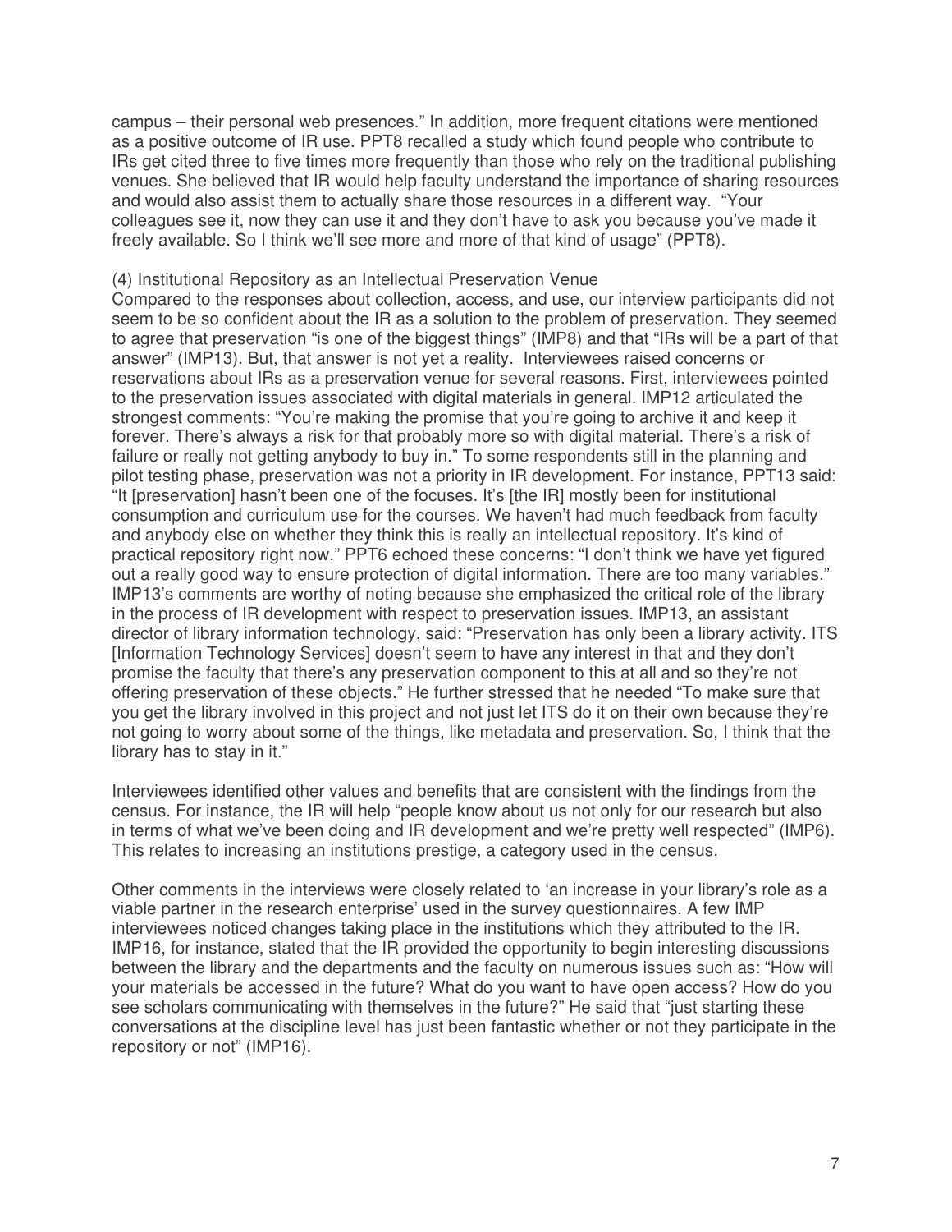campus – their personal web presences." In addition, more frequent citations were mentioned as a positive outcome of IR use. PPT8 recalled a study which found people who contribute to IRs get cited three to five times more frequently than those who rely on the traditional publishing venues. She believed that IR would help faculty understand the importance of sharing resources and would also assist them to actually share those resources in a different way. "Your colleagues see it, now they can use it and they don't have to ask you because you've made it freely available. So I think we'll see more and more of that kind of usage" (PPT8).

(4) Institutional Repository as an Intellectual Preservation Venue

Compared to the responses about collection, access, and use, our interview participants did not seem to be so confident about the IR as a solution to the problem of preservation. They seemed to agree that preservation "is one of the biggest things" (IMP8) and that "IRs will be a part of that answer" (IMP13). But, that answer is not yet a reality. Interviewees raised concerns or reservations about IRs as a preservation venue for several reasons. First, interviewees pointed to the preservation issues associated with digital materials in general. IMP12 articulated the strongest comments: "You're making the promise that you're going to archive it and keep it forever. There's always a risk for that probably more so with digital material. There's a risk of failure or really not getting anybody to buy in." To some respondents still in the planning and pilot testing phase, preservation was not a priority in IR development. For instance, PPT13 said: "It [preservation] hasn't been one of the focuses. It's [the IR] mostly been for institutional consumption and curriculum use for the courses. We haven't had much feedback from faculty and anybody else on whether they think this is really an intellectual repository. It's kind of practical repository right now." PPT6 echoed these concerns: "I don't think we have yet figured out a really good way to ensure protection of digital information. There are too many variables." IMP13's comments are worthy of noting because she emphasized the critical role of the library in the process of IR development with respect to preservation issues. IMP13, an assistant director of library information technology, said: "Preservation has only been a library activity. ITS [Information Technology Services] doesn't seem to have any interest in that and they don't promise the faculty that there's any preservation component to this at all and so they're not offering preservation of these objects." He further stressed that he needed "To make sure that you get the library involved in this project and not just let ITS do it on their own because they're not going to worry about some of the things, like metadata and preservation. So, I think that the library has to stay in it."

Interviewees identified other values and benefits that are consistent with the findings from the census. For instance, the IR will help "people know about us not only for our research but also in terms of what we've been doing and IR development and we're pretty well respected" (IMP6). This relates to increasing an institutions prestige, a category used in the census.

Other comments in the interviews were closely related to 'an increase in your library's role as a viable partner in the research enterprise' used in the survey questionnaires. A few IMP interviewees noticed changes taking place in the institutions which they attributed to the IR. IMP16, for instance, stated that the IR provided the opportunity to begin interesting discussions between the library and the departments and the faculty on numerous issues such as: "How will your materials be accessed in the future? What do you want to have open access? How do you see scholars communicating with themselves in the future?" He said that "just starting these conversations at the discipline level has just been fantastic whether or not they participate in the repository or not" (IMP16).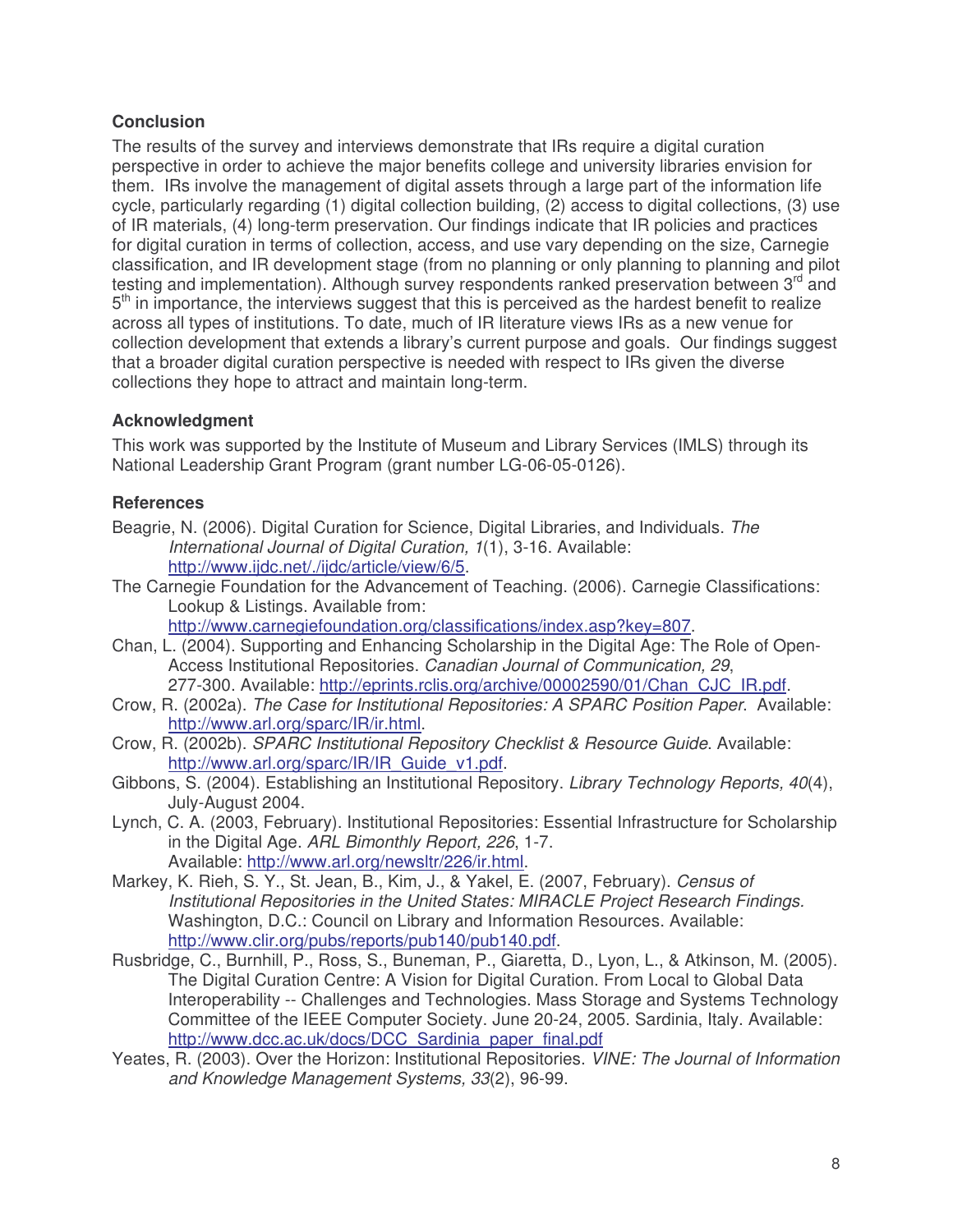## Conclusion

The results of the survey and interviews demonstrate that IRs require a digital curation perspective in order to achieve the major benefits college and university libraries envision for them. IRs involve the management of digital assets through a large part of the information life cycle, particularly regarding (1) digital collection building, (2) access to digital collections, (3) use of IR materials, (4) long-term preservation. Our findings indicate that IR policies and practices for digital curation in terms of collection, access, and use vary depending on the size, Carnegie classification, and IR development stage (from no planning or only planning to planning and pilot testing and implementation). Although survey respondents ranked preservation between 3rd and 5th in importance, the interviews suggest that this is perceived as the hardest benefit to realize across all types of institutions. To date, much of IR literature views IRs as a new venue for collection development that extends a library's current purpose and goals. Our findings suggest that a broader digital curation perspective is needed with respect to IRs given the diverse collections they hope to attract and maintain long-term.

## Acknowledgment

This work was supported by the Institute of Museum and Library Services (IMLS) through its National Leadership Grant Program (grant number LG-06-05-0126).

## References

Beagrie, N. (2006). Digital Curation for Science, Digital Libraries, and Individuals. *The International Journal of Digital Curation, 1*(1), 3-16. Available: http://www.ijdc.net/./ijdc/article/view/6/5.

The Carnegie Foundation for the Advancement of Teaching. (2006). Carnegie Classifications: Lookup & Listings. Available from: http://www.carnegiefoundation.org/classifications/index.asp?key=807.

Chan, L. (2004). Supporting and Enhancing Scholarship in the Digital Age: The Role of Open-Access Institutional Repositories. *Canadian Journal of Communication, 29*, 277-300. Available: http://eprints.rclis.org/archive/00002590/01/Chan_CJC_IR.pdf.

Crow, R. (2002a). *The Case for Institutional Repositories: A SPARC Position Paper.* Available: http://www.arl.org/sparc/IR/ir.html.

Crow, R. (2002b). *SPARC Institutional Repository Checklist & Resource Guide*. Available: http://www.arl.org/sparc/IR/IR_Guide_v1.pdf.

Gibbons, S. (2004). Establishing an Institutional Repository. *Library Technology Reports, 40*(4), July-August 2004.

Lynch, C. A. (2003, February). Institutional Repositories: Essential Infrastructure for Scholarship in the Digital Age. *ARL Bimonthly Report, 226*, 1-7. Available: http://www.arl.org/newsltr/226/ir.html.

Markey, K. Rieh, S. Y., St. Jean, B., Kim, J., & Yakel, E. (2007, February). *Census of Institutional Repositories in the United States: MIRACLE Project Research Findings.* Washington, D.C.: Council on Library and Information Resources. Available: http://www.clir.org/pubs/reports/pub140/pub140.pdf.

Rusbridge, C., Burnhill, P., Ross, S., Buneman, P., Giaretta, D., Lyon, L., & Atkinson, M. (2005). The Digital Curation Centre: A Vision for Digital Curation. From Local to Global Data Interoperability -- Challenges and Technologies. Mass Storage and Systems Technology Committee of the IEEE Computer Society. June 20-24, 2005. Sardinia, Italy. Available: http://www.dcc.ac.uk/docs/DCC_Sardinia_paper_final.pdf

Yeates, R. (2003). Over the Horizon: Institutional Repositories. *VINE: The Journal of Information and Knowledge Management Systems, 33*(2), 96-99.